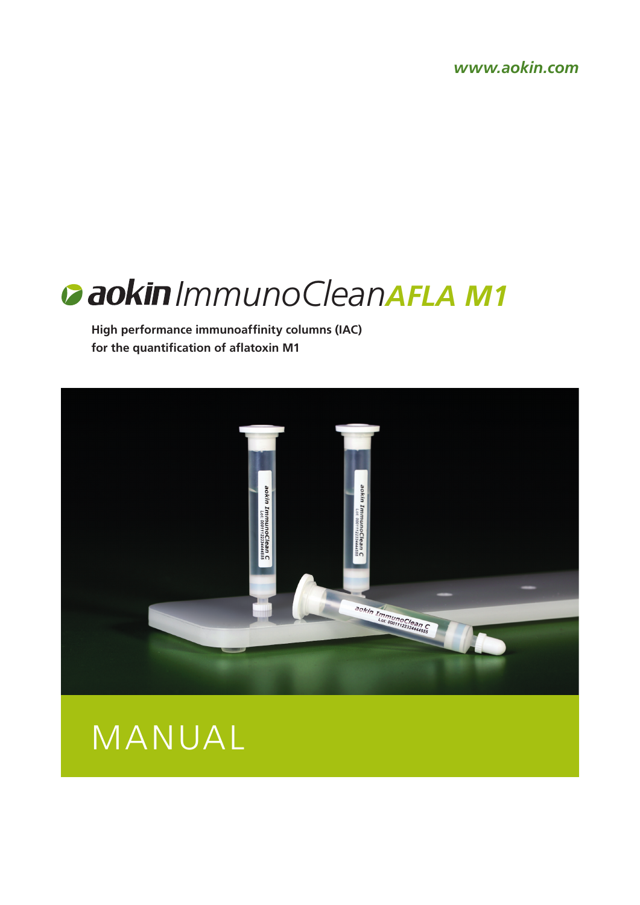www.aokin.com

# aokin ImmunoClean *AFLA M1*

**High performance immunoaffinity columns (IAC)**
**for the quantification of aflatoxin M1**

# MANUAL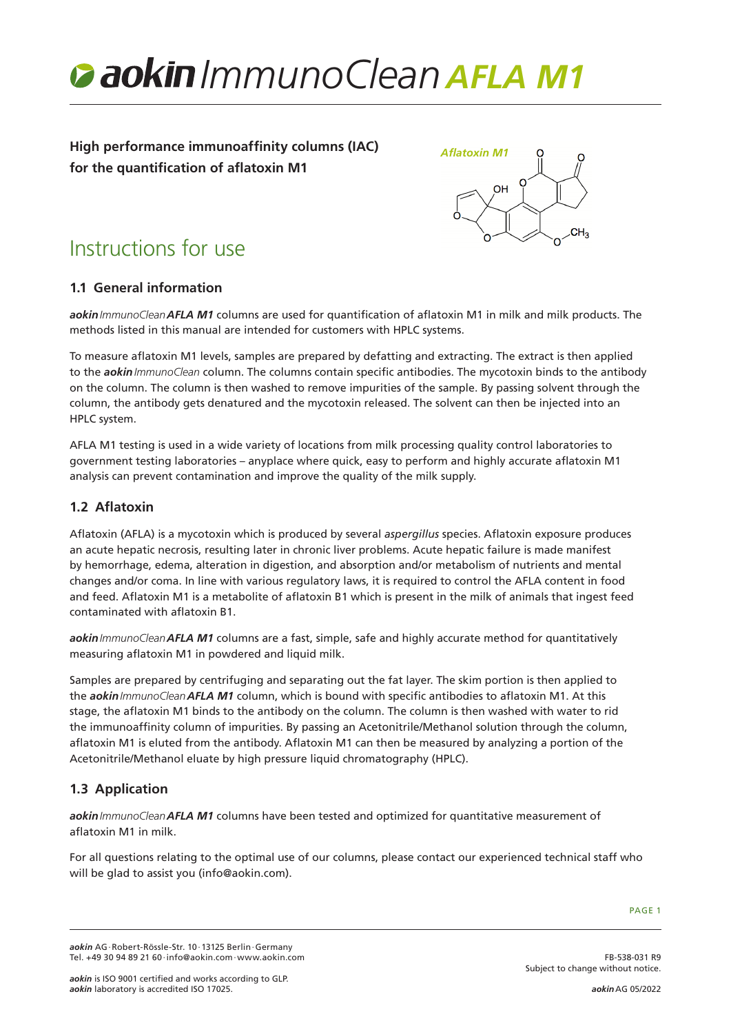# *aokin* ImmunoClean *AFLA M1*

**High performance immunoaffinity columns (IAC) for the quantification of aflatoxin M1**

*Aflatoxin M1*

# Instructions for use

## 1.1 General information

***aokin*** *ImmunoClean* ***AFLA M1*** columns are used for quantification of aflatoxin M1 in milk and milk products. The methods listed in this manual are intended for customers with HPLC systems.

To measure aflatoxin M1 levels, samples are prepared by defatting and extracting. The extract is then applied to the ***aokin*** *ImmunoClean* column. The columns contain specific antibodies. The mycotoxin binds to the antibody on the column. The column is then washed to remove impurities of the sample. By passing solvent through the column, the antibody gets denatured and the mycotoxin released. The solvent can then be injected into an HPLC system.

AFLA M1 testing is used in a wide variety of locations from milk processing quality control laboratories to government testing laboratories – anyplace where quick, easy to perform and highly accurate aflatoxin M1 analysis can prevent contamination and improve the quality of the milk supply.

## 1.2 Aflatoxin

Aflatoxin (AFLA) is a mycotoxin which is produced by several *aspergillus* species. Aflatoxin exposure produces an acute hepatic necrosis, resulting later in chronic liver problems. Acute hepatic failure is made manifest by hemorrhage, edema, alteration in digestion, and absorption and/or metabolism of nutrients and mental changes and/or coma. In line with various regulatory laws, it is required to control the AFLA content in food and feed. Aflatoxin M1 is a metabolite of aflatoxin B1 which is present in the milk of animals that ingest feed contaminated with aflatoxin B1.

***aokin*** *ImmunoClean* ***AFLA M1*** columns are a fast, simple, safe and highly accurate method for quantitatively measuring aflatoxin M1 in powdered and liquid milk.

Samples are prepared by centrifuging and separating out the fat layer. The skim portion is then applied to the ***aokin*** *ImmunoClean* ***AFLA M1*** column, which is bound with specific antibodies to aflatoxin M1. At this stage, the aflatoxin M1 binds to the antibody on the column. The column is then washed with water to rid the immunoaffinity column of impurities. By passing an Acetonitrile/Methanol solution through the column, aflatoxin M1 is eluted from the antibody. Aflatoxin M1 can then be measured by analyzing a portion of the Acetonitrile/Methanol eluate by high pressure liquid chromatography (HPLC).

## 1.3 Application

***aokin*** *ImmunoClean* ***AFLA M1*** columns have been tested and optimized for quantitative measurement of aflatoxin M1 in milk.

For all questions relating to the optimal use of our columns, please contact our experienced technical staff who will be glad to assist you (info@aokin.com).

***aokin*** AG · Robert-Rössle-Str. 10 · 13125 Berlin · Germany
Tel. +49 30 94 89 21 60 · info@aokin.com · www.aokin.com

***aokin*** is ISO 9001 certified and works according to GLP.
***aokin*** laboratory is accredited ISO 17025.

FB-538-031 R9
Subject to change without notice.

***aokin*** AG 05/2022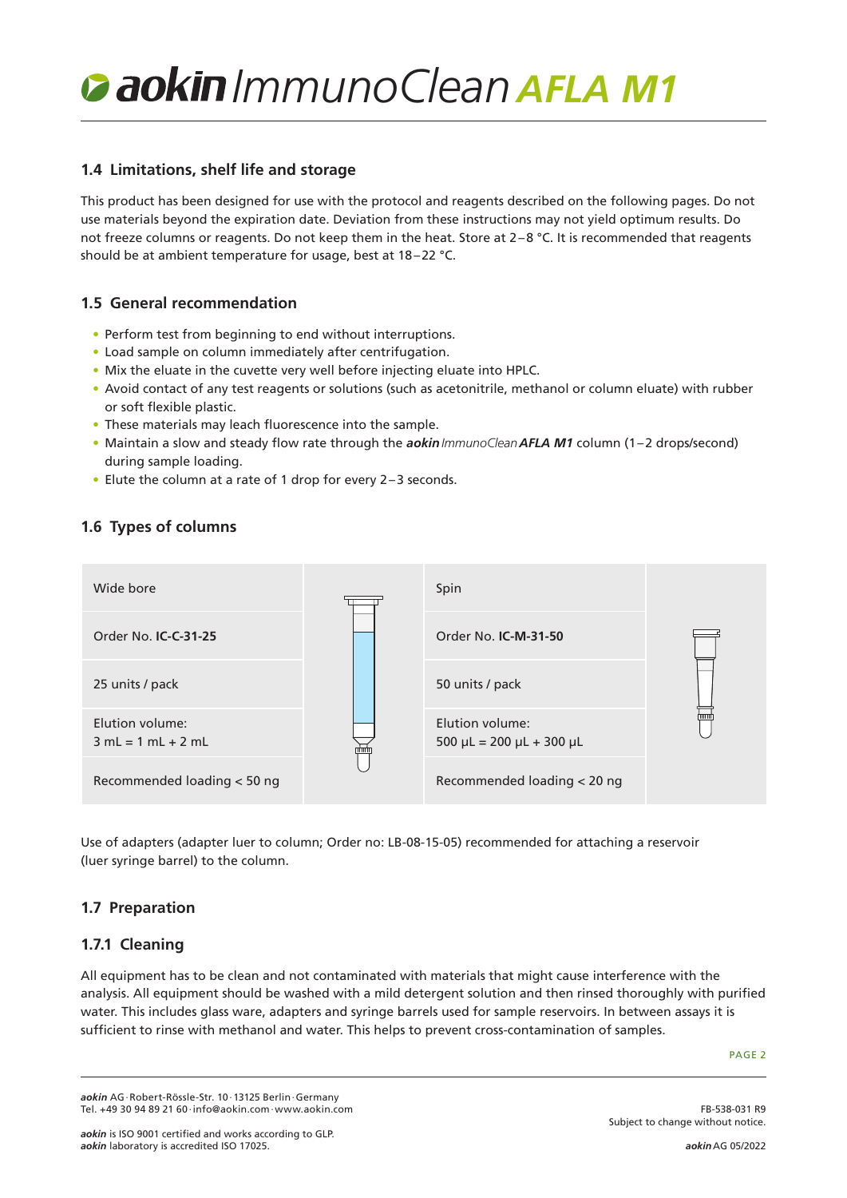# *aokin* ImmunoClean **AFLA M1**

## 1.4 Limitations, shelf life and storage

This product has been designed for use with the protocol and reagents described on the following pages. Do not use materials beyond the expiration date. Deviation from these instructions may not yield optimum results. Do not freeze columns or reagents. Do not keep them in the heat. Store at 2–8 °C. It is recommended that reagents should be at ambient temperature for usage, best at 18–22 °C.

## 1.5 General recommendation

- Perform test from beginning to end without interruptions.
- Load sample on column immediately after centrifugation.
- Mix the eluate in the cuvette very well before injecting eluate into HPLC.
- Avoid contact of any test reagents or solutions (such as acetonitrile, methanol or column eluate) with rubber or soft flexible plastic.
- These materials may leach fluorescence into the sample.
- Maintain a slow and steady flow rate through the ***aokin*** *ImmunoClean* ***AFLA M1*** column (1–2 drops/second) during sample loading.
- Elute the column at a rate of 1 drop for every 2–3 seconds.

## 1.6 Types of columns

| Wide bore | Spin |
|---|---|
| Order No. **IC-C-31-25** | Order No. **IC-M-31-50** |
| 25 units / pack | 50 units / pack |
| Elution volume: 3 mL = 1 mL + 2 mL | Elution volume: 500 µL = 200 µL + 300 µL |
| Recommended loading < 50 ng | Recommended loading < 20 ng |

Use of adapters (adapter luer to column; Order no: LB-08-15-05) recommended for attaching a reservoir (luer syringe barrel) to the column.

## 1.7 Preparation

### 1.7.1 Cleaning

All equipment has to be clean and not contaminated with materials that might cause interference with the analysis. All equipment should be washed with a mild detergent solution and then rinsed thoroughly with purified water. This includes glass ware, adapters and syringe barrels used for sample reservoirs. In between assays it is sufficient to rinse with methanol and water. This helps to prevent cross-contamination of samples.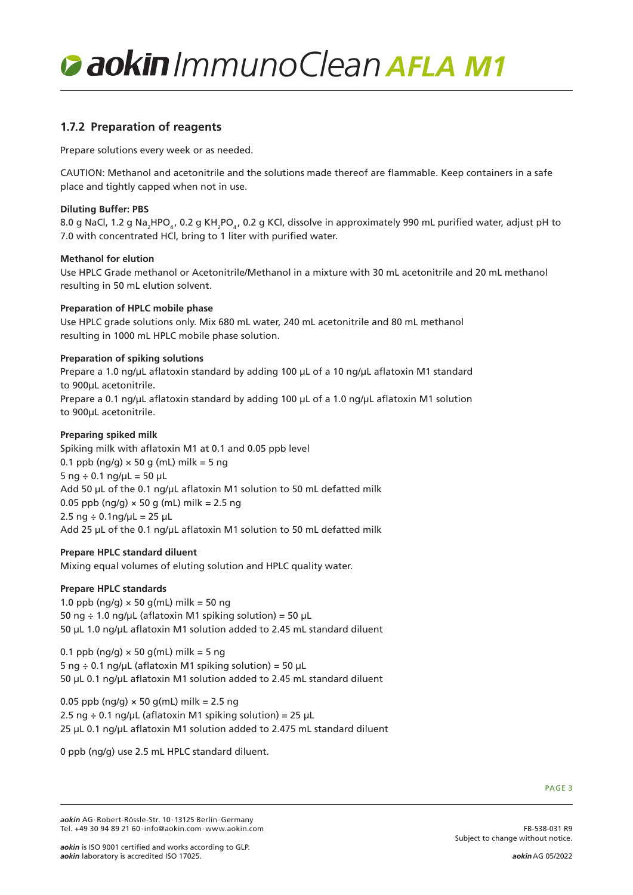### 1.7.2 Preparation of reagents

Prepare solutions every week or as needed.

CAUTION: Methanol and acetonitrile and the solutions made thereof are flammable. Keep containers in a safe place and tightly capped when not in use.

**Diluting Buffer: PBS**

8.0 g NaCl, 1.2 g $Na_2HPO_4$, 0.2 g $KH_2PO_4$, 0.2 g KCl, dissolve in approximately 990 mL purified water, adjust pH to 7.0 with concentrated HCl, bring to 1 liter with purified water.

**Methanol for elution**

Use HPLC Grade methanol or Acetonitrile/Methanol in a mixture with 30 mL acetonitrile and 20 mL methanol resulting in 50 mL elution solvent.

**Preparation of HPLC mobile phase**

Use HPLC grade solutions only. Mix 680 mL water, 240 mL acetonitrile and 80 mL methanol resulting in 1000 mL HPLC mobile phase solution.

**Preparation of spiking solutions**

Prepare a 1.0 ng/µL aflatoxin standard by adding 100 µL of a 10 ng/µL aflatoxin M1 standard to 900µL acetonitrile.
Prepare a 0.1 ng/µL aflatoxin standard by adding 100 µL of a 1.0 ng/µL aflatoxin M1 solution to 900µL acetonitrile.

**Preparing spiked milk**

Spiking milk with aflatoxin M1 at 0.1 and 0.05 ppb level
0.1 ppb (ng/g) × 50 g (mL) milk = 5 ng
5 ng ÷ 0.1 ng/µL = 50 µL
Add 50 µL of the 0.1 ng/µL aflatoxin M1 solution to 50 mL defatted milk
0.05 ppb (ng/g) × 50 g (mL) milk = 2.5 ng
2.5 ng ÷ 0.1ng/µL = 25 µL
Add 25 µL of the 0.1 ng/µL aflatoxin M1 solution to 50 mL defatted milk

**Prepare HPLC standard diluent**

Mixing equal volumes of eluting solution and HPLC quality water.

**Prepare HPLC standards**

1.0 ppb (ng/g) × 50 g(mL) milk = 50 ng
50 ng ÷ 1.0 ng/µL (aflatoxin M1 spiking solution) = 50 µL
50 µL 1.0 ng/µL aflatoxin M1 solution added to 2.45 mL standard diluent

0.1 ppb (ng/g) × 50 g(mL) milk = 5 ng
5 ng ÷ 0.1 ng/µL (aflatoxin M1 spiking solution) = 50 µL
50 µL 0.1 ng/µL aflatoxin M1 solution added to 2.45 mL standard diluent

0.05 ppb (ng/g) × 50 g(mL) milk = 2.5 ng
2.5 ng ÷ 0.1 ng/µL (aflatoxin M1 spiking solution) = 25 µL
25 µL 0.1 ng/µL aflatoxin M1 solution added to 2.475 mL standard diluent

0 ppb (ng/g) use 2.5 mL HPLC standard diluent.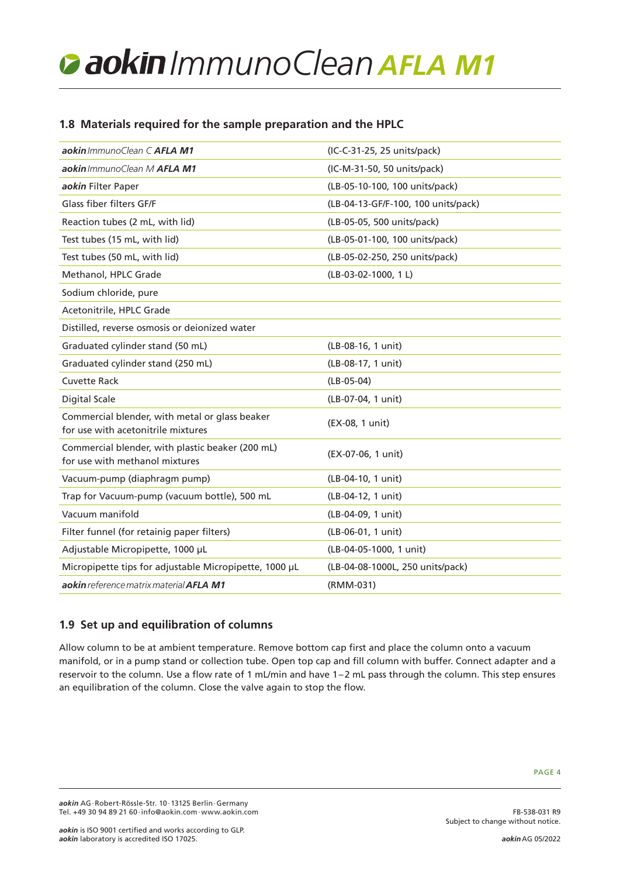## 1.8 Materials required for the sample preparation and the HPLC

| | |
|---|---|
| ***aokin*** *ImmunoClean C* ***AFLA M1*** | (IC-C-31-25, 25 units/pack) |
| ***aokin*** *ImmunoClean M* ***AFLA M1*** | (IC-M-31-50, 50 units/pack) |
| ***aokin*** Filter Paper | (LB-05-10-100, 100 units/pack) |
| Glass fiber filters GF/F | (LB-04-13-GF/F-100, 100 units/pack) |
| Reaction tubes (2 mL, with lid) | (LB-05-05, 500 units/pack) |
| Test tubes (15 mL, with lid) | (LB-05-01-100, 100 units/pack) |
| Test tubes (50 mL, with lid) | (LB-05-02-250, 250 units/pack) |
| Methanol, HPLC Grade | (LB-03-02-1000, 1 L) |
| Sodium chloride, pure | |
| Acetonitrile, HPLC Grade | |
| Distilled, reverse osmosis or deionized water | |
| Graduated cylinder stand (50 mL) | (LB-08-16, 1 unit) |
| Graduated cylinder stand (250 mL) | (LB-08-17, 1 unit) |
| Cuvette Rack | (LB-05-04) |
| Digital Scale | (LB-07-04, 1 unit) |
| Commercial blender, with metal or glass beaker for use with acetonitrile mixtures | (EX-08, 1 unit) |
| Commercial blender, with plastic beaker (200 mL) for use with methanol mixtures | (EX-07-06, 1 unit) |
| Vacuum-pump (diaphragm pump) | (LB-04-10, 1 unit) |
| Trap for Vacuum-pump (vacuum bottle), 500 mL | (LB-04-12, 1 unit) |
| Vacuum manifold | (LB-04-09, 1 unit) |
| Filter funnel (for retainig paper filters) | (LB-06-01, 1 unit) |
| Adjustable Micropipette, 1000 µL | (LB-04-05-1000, 1 unit) |
| Micropipette tips for adjustable Micropipette, 1000 µL | (LB-04-08-1000L, 250 units/pack) |
| ***aokin*** *reference matrix material* ***AFLA M1*** | (RMM-031) |

## 1.9 Set up and equilibration of columns

Allow column to be at ambient temperature. Remove bottom cap first and place the column onto a vacuum manifold, or in a pump stand or collection tube. Open top cap and fill column with buffer. Connect adapter and a reservoir to the column. Use a flow rate of 1 mL/min and have 1–2 mL pass through the column. This step ensures an equilibration of the column. Close the valve again to stop the flow.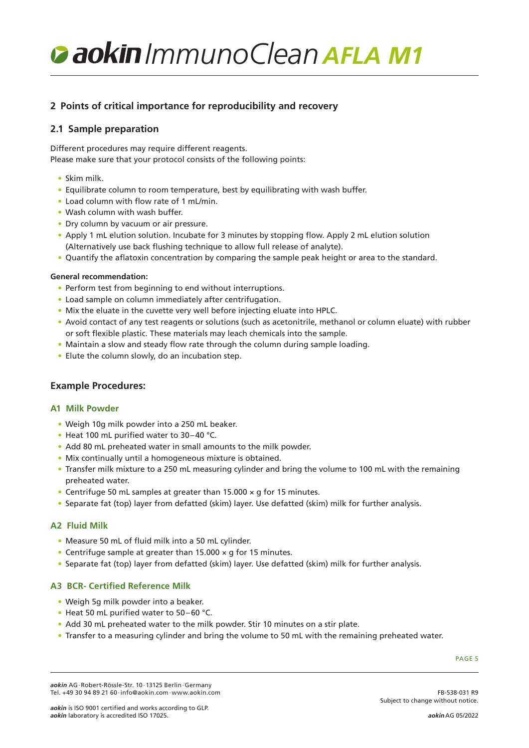## 2 Points of critical importance for reproducibility and recovery

### 2.1 Sample preparation

Different procedures may require different reagents.
Please make sure that your protocol consists of the following points:

- Skim milk.
- Equilibrate column to room temperature, best by equilibrating with wash buffer.
- Load column with flow rate of 1 mL/min.
- Wash column with wash buffer.
- Dry column by vacuum or air pressure.
- Apply 1 mL elution solution. Incubate for 3 minutes by stopping flow. Apply 2 mL elution solution (Alternatively use back flushing technique to allow full release of analyte).
- Quantify the aflatoxin concentration by comparing the sample peak height or area to the standard.

**General recommendation:**

- Perform test from beginning to end without interruptions.
- Load sample on column immediately after centrifugation.
- Mix the eluate in the cuvette very well before injecting eluate into HPLC.
- Avoid contact of any test reagents or solutions (such as acetonitrile, methanol or column eluate) with rubber or soft flexible plastic. These materials may leach chemicals into the sample.
- Maintain a slow and steady flow rate through the column during sample loading.
- Elute the column slowly, do an incubation step.

### Example Procedures:

#### A1 Milk Powder

- Weigh 10g milk powder into a 250 mL beaker.
- Heat 100 mL purified water to 30 – 40 °C.
- Add 80 mL preheated water in small amounts to the milk powder.
- Mix continually until a homogeneous mixture is obtained.
- Transfer milk mixture to a 250 mL measuring cylinder and bring the volume to 100 mL with the remaining preheated water.
- Centrifuge 50 mL samples at greater than 15.000 × g for 15 minutes.
- Separate fat (top) layer from defatted (skim) layer. Use defatted (skim) milk for further analysis.

#### A2 Fluid Milk

- Measure 50 mL of fluid milk into a 50 mL cylinder.
- Centrifuge sample at greater than 15.000 × g for 15 minutes.
- Separate fat (top) layer from defatted (skim) layer. Use defatted (skim) milk for further analysis.

#### A3 BCR- Certified Reference Milk

- Weigh 5g milk powder into a beaker.
- Heat 50 mL purified water to 50 – 60 °C.
- Add 30 mL preheated water to the milk powder. Stir 10 minutes on a stir plate.
- Transfer to a measuring cylinder and bring the volume to 50 mL with the remaining preheated water.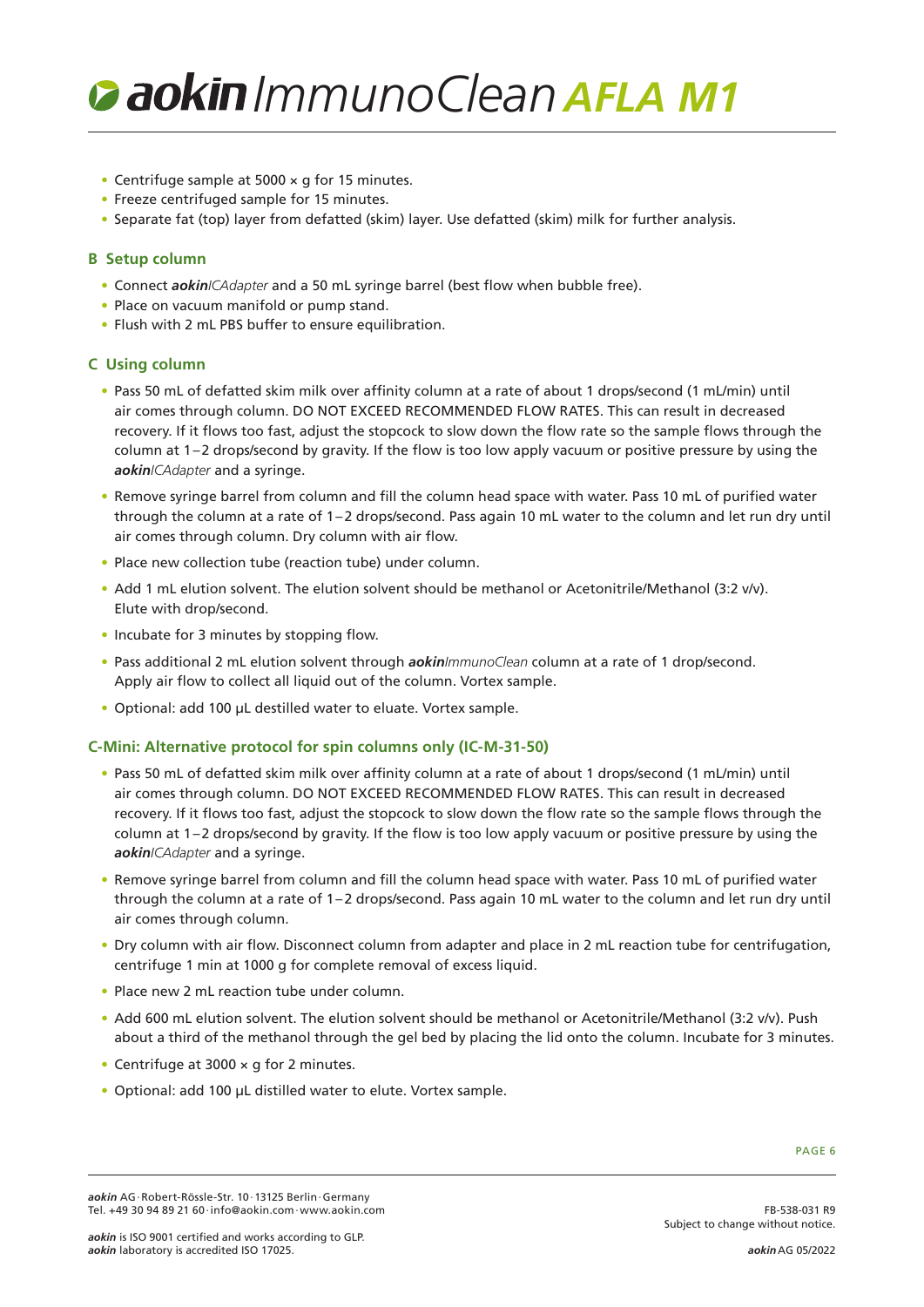- Centrifuge sample at 5000 × g for 15 minutes.
- Freeze centrifuged sample for 15 minutes.
- Separate fat (top) layer from defatted (skim) layer. Use defatted (skim) milk for further analysis.

### B Setup column

- Connect ***aokin****ICAdapter* and a 50 mL syringe barrel (best flow when bubble free).
- Place on vacuum manifold or pump stand.
- Flush with 2 mL PBS buffer to ensure equilibration.

### C Using column

- Pass 50 mL of defatted skim milk over affinity column at a rate of about 1 drops/second (1 mL/min) until air comes through column. DO NOT EXCEED RECOMMENDED FLOW RATES. This can result in decreased recovery. If it flows too fast, adjust the stopcock to slow down the flow rate so the sample flows through the column at 1–2 drops/second by gravity. If the flow is too low apply vacuum or positive pressure by using the ***aokin****ICAdapter* and a syringe.
- Remove syringe barrel from column and fill the column head space with water. Pass 10 mL of purified water through the column at a rate of 1–2 drops/second. Pass again 10 mL water to the column and let run dry until air comes through column. Dry column with air flow.
- Place new collection tube (reaction tube) under column.
- Add 1 mL elution solvent. The elution solvent should be methanol or Acetonitrile/Methanol (3:2 v/v). Elute with drop/second.
- Incubate for 3 minutes by stopping flow.
- Pass additional 2 mL elution solvent through ***aokin****ImmunoClean* column at a rate of 1 drop/second. Apply air flow to collect all liquid out of the column. Vortex sample.
- Optional: add 100 µL destilled water to eluate. Vortex sample.

### C-Mini: Alternative protocol for spin columns only (IC-M-31-50)

- Pass 50 mL of defatted skim milk over affinity column at a rate of about 1 drops/second (1 mL/min) until air comes through column. DO NOT EXCEED RECOMMENDED FLOW RATES. This can result in decreased recovery. If it flows too fast, adjust the stopcock to slow down the flow rate so the sample flows through the column at 1–2 drops/second by gravity. If the flow is too low apply vacuum or positive pressure by using the ***aokin****ICAdapter* and a syringe.
- Remove syringe barrel from column and fill the column head space with water. Pass 10 mL of purified water through the column at a rate of 1–2 drops/second. Pass again 10 mL water to the column and let run dry until air comes through column.
- Dry column with air flow. Disconnect column from adapter and place in 2 mL reaction tube for centrifugation, centrifuge 1 min at 1000 g for complete removal of excess liquid.
- Place new 2 mL reaction tube under column.
- Add 600 mL elution solvent. The elution solvent should be methanol or Acetonitrile/Methanol (3:2 v/v). Push about a third of the methanol through the gel bed by placing the lid onto the column. Incubate for 3 minutes.
- Centrifuge at 3000 × g for 2 minutes.
- Optional: add 100 µL distilled water to elute. Vortex sample.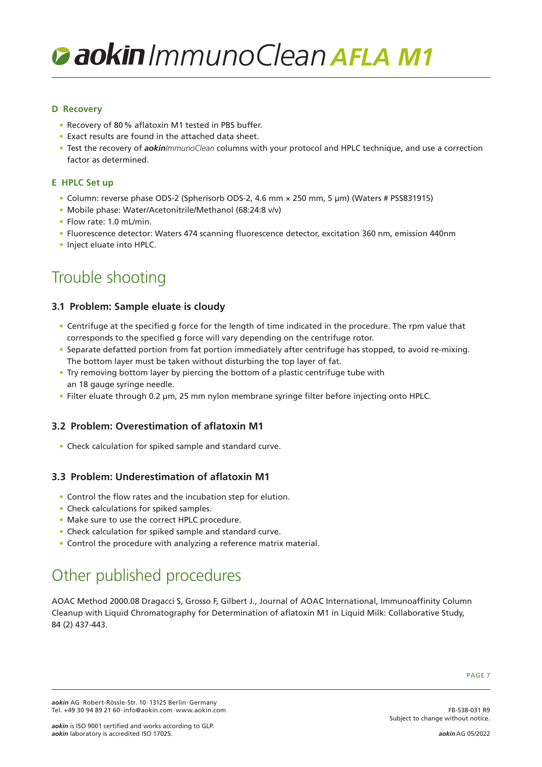### D Recovery

- Recovery of 80 % aflatoxin M1 tested in PBS buffer.
- Exact results are found in the attached data sheet.
- Test the recovery of ***aokin****ImmunoClean* columns with your protocol and HPLC technique, and use a correction factor as determined.

### E HPLC Set up

- Column: reverse phase ODS-2 (Spherisorb ODS-2, 4.6 mm × 250 mm, 5 µm) (Waters # PSS831915)
- Mobile phase: Water/Acetonitrile/Methanol (68:24:8 v/v)
- Flow rate: 1.0 mL/min.
- Fluorescence detector: Waters 474 scanning fluorescence detector, excitation 360 nm, emission 440nm
- Inject eluate into HPLC.

## Trouble shooting

### 3.1 Problem: Sample eluate is cloudy

- Centrifuge at the specified g force for the length of time indicated in the procedure. The rpm value that corresponds to the specified g force will vary depending on the centrifuge rotor.
- Separate defatted portion from fat portion immediately after centrifuge has stopped, to avoid re-mixing. The bottom layer must be taken without disturbing the top layer of fat.
- Try removing bottom layer by piercing the bottom of a plastic centrifuge tube with an 18 gauge syringe needle.
- Filter eluate through 0.2 µm, 25 mm nylon membrane syringe filter before injecting onto HPLC.

### 3.2 Problem: Overestimation of aflatoxin M1

- Check calculation for spiked sample and standard curve.

### 3.3 Problem: Underestimation of aflatoxin M1

- Control the flow rates and the incubation step for elution.
- Check calculations for spiked samples.
- Make sure to use the correct HPLC procedure.
- Check calculation for spiked sample and standard curve.
- Control the procedure with analyzing a reference matrix material.

## Other published procedures

AOAC Method 2000.08 Dragacci S, Grosso F, Gilbert J., Journal of AOAC International, Immunoaffinity Column Cleanup with Liquid Chromatography for Determination of aflatoxin M1 in Liquid Milk: Collaborative Study, 84 (2) 437-443.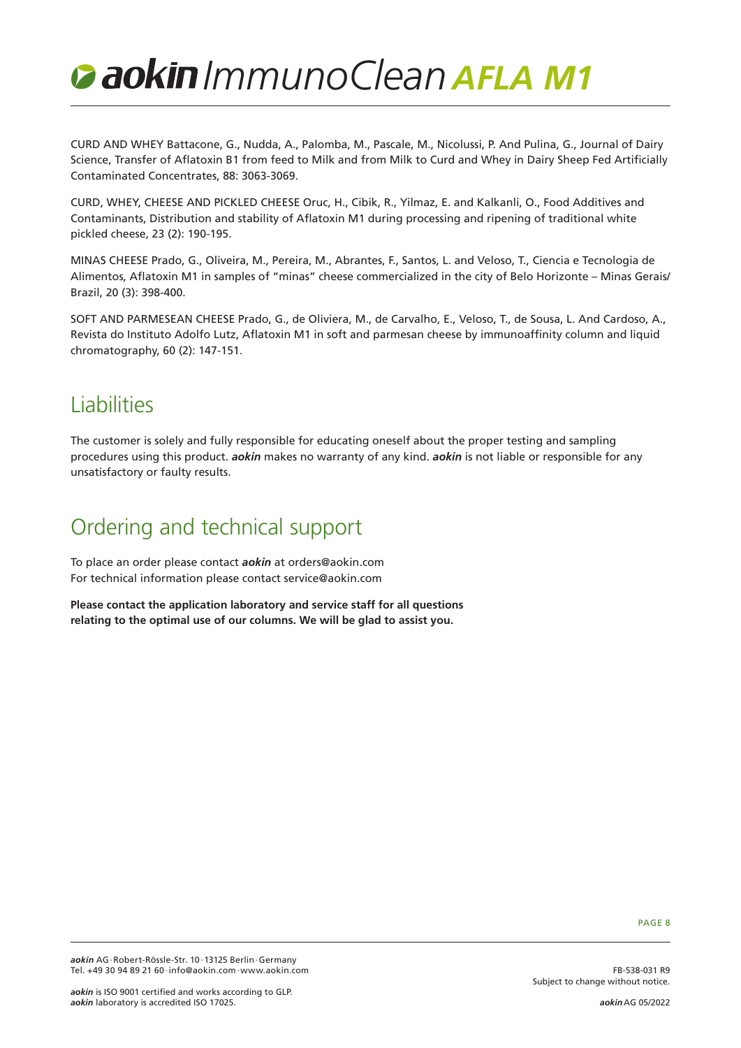CURD AND WHEY Battacone, G., Nudda, A., Palomba, M., Pascale, M., Nicolussi, P. And Pulina, G., Journal of Dairy Science, Transfer of Aflatoxin B1 from feed to Milk and from Milk to Curd and Whey in Dairy Sheep Fed Artificially Contaminated Concentrates, 88: 3063-3069.

CURD, WHEY, CHEESE AND PICKLED CHEESE Oruc, H., Cibik, R., Yilmaz, E. and Kalkanli, O., Food Additives and Contaminants, Distribution and stability of Aflatoxin M1 during processing and ripening of traditional white pickled cheese, 23 (2): 190-195.

MINAS CHEESE Prado, G., Oliveira, M., Pereira, M., Abrantes, F., Santos, L. and Veloso, T., Ciencia e Tecnologia de Alimentos, Aflatoxin M1 in samples of "minas" cheese commercialized in the city of Belo Horizonte – Minas Gerais/ Brazil, 20 (3): 398-400.

SOFT AND PARMESEAN CHEESE Prado, G., de Oliviera, M., de Carvalho, E., Veloso, T., de Sousa, L. And Cardoso, A., Revista do Instituto Adolfo Lutz, Aflatoxin M1 in soft and parmesan cheese by immunoaffinity column and liquid chromatography, 60 (2): 147-151.

## Liabilities

The customer is solely and fully responsible for educating oneself about the proper testing and sampling procedures using this product. ***aokin*** makes no warranty of any kind. ***aokin*** is not liable or responsible for any unsatisfactory or faulty results.

## Ordering and technical support

To place an order please contact ***aokin*** at orders@aokin.com
For technical information please contact service@aokin.com

**Please contact the application laboratory and service staff for all questions relating to the optimal use of our columns. We will be glad to assist you.**

***aokin*** AG · Robert-Rössle-Str. 10 · 13125 Berlin · Germany
Tel. +49 30 94 89 21 60 · info@aokin.com · www.aokin.com

***aokin*** is ISO 9001 certified and works according to GLP.
***aokin*** laboratory is accredited ISO 17025.

FB-538-031 R9
Subject to change without notice.

***aokin*** AG 05/2022